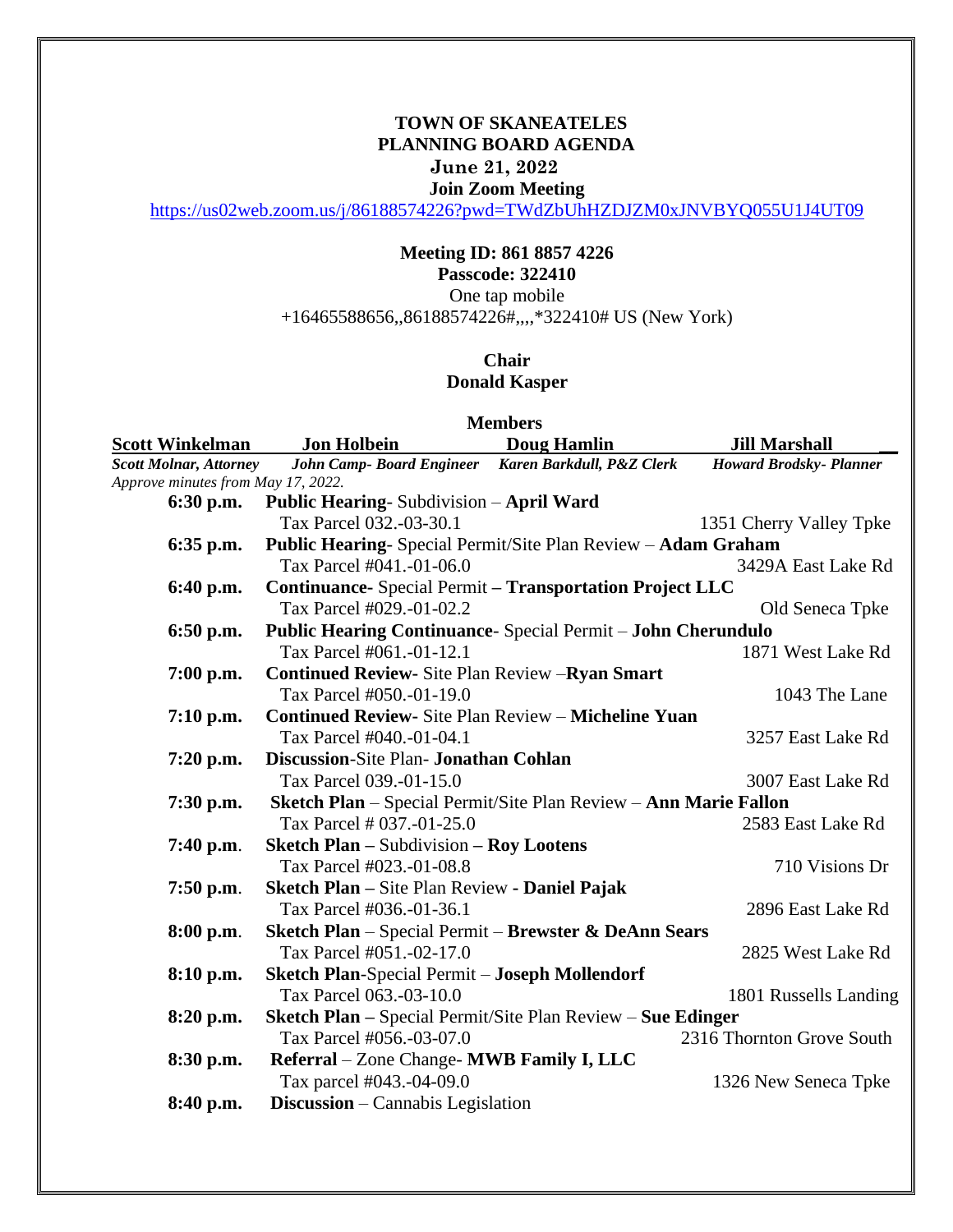# TOWN OF SKANEATELES
## PLANNING BOARD AGENDA
### June 21, 2022
**Join Zoom Meeting**

https://us02web.zoom.us/j/86188574226?pwd=TWdZbUhHZDJZM0xJNVBYQ055U1J4UT09

**Meeting ID: 861 8857 4226**
**Passcode: 322410**
One tap mobile
+16465588656,,86188574226#,,,,*322410# US (New York)

**Chair**
**Donald Kasper**

**Members**

| Scott Winkelman | Jon Holbein | Doug Hamlin | Jill Marshall |
|---|---|---|---|
| *Scott Molnar, Attorney* | *John Camp- Board Engineer* | *Karen Barkdull, P&Z Clerk* | *Howard Brodsky- Planner* |

*Approve minutes from May 17, 2022.*

| Time | Item | Address |
|---|---|---|
| **6:30 p.m.** | **Public Hearing**- Subdivision – **April Ward** | |
| | Tax Parcel 032.-03-30.1 | 1351 Cherry Valley Tpke |
| **6:35 p.m.** | **Public Hearing**- Special Permit/Site Plan Review – **Adam Graham** | |
| | Tax Parcel #041.-01-06.0 | 3429A East Lake Rd |
| **6:40 p.m.** | **Continuance**- Special Permit – **Transportation Project LLC** | |
| | Tax Parcel #029.-01-02.2 | Old Seneca Tpke |
| **6:50 p.m.** | **Public Hearing Continuance**- Special Permit – **John Cherundulo** | |
| | Tax Parcel #061.-01-12.1 | 1871 West Lake Rd |
| **7:00 p.m.** | **Continued Review**- Site Plan Review –**Ryan Smart** | |
| | Tax Parcel #050.-01-19.0 | 1043 The Lane |
| **7:10 p.m.** | **Continued Review**- Site Plan Review – **Micheline Yuan** | |
| | Tax Parcel #040.-01-04.1 | 3257 East Lake Rd |
| **7:20 p.m.** | **Discussion**-Site Plan- **Jonathan Cohlan** | |
| | Tax Parcel 039.-01-15.0 | 3007 East Lake Rd |
| **7:30 p.m.** | **Sketch Plan** – Special Permit/Site Plan Review – **Ann Marie Fallon** | |
| | Tax Parcel # 037.-01-25.0 | 2583 East Lake Rd |
| **7:40 p.m.** | **Sketch Plan** – Subdivision – **Roy Lootens** | |
| | Tax Parcel #023.-01-08.8 | 710 Visions Dr |
| **7:50 p.m.** | **Sketch Plan** – Site Plan Review - **Daniel Pajak** | |
| | Tax Parcel #036.-01-36.1 | 2896 East Lake Rd |
| **8:00 p.m.** | **Sketch Plan** – Special Permit – **Brewster & DeAnn Sears** | |
| | Tax Parcel #051.-02-17.0 | 2825 West Lake Rd |
| **8:10 p.m.** | **Sketch Plan**-Special Permit – **Joseph Mollendorf** | |
| | Tax Parcel 063.-03-10.0 | 1801 Russells Landing |
| **8:20 p.m.** | **Sketch Plan** – Special Permit/Site Plan Review – **Sue Edinger** | |
| | Tax Parcel #056.-03-07.0 | 2316 Thornton Grove South |
| **8:30 p.m.** | **Referral** – Zone Change- **MWB Family I, LLC** | |
| | Tax parcel #043.-04-09.0 | 1326 New Seneca Tpke |
| **8:40 p.m.** | **Discussion** – Cannabis Legislation | |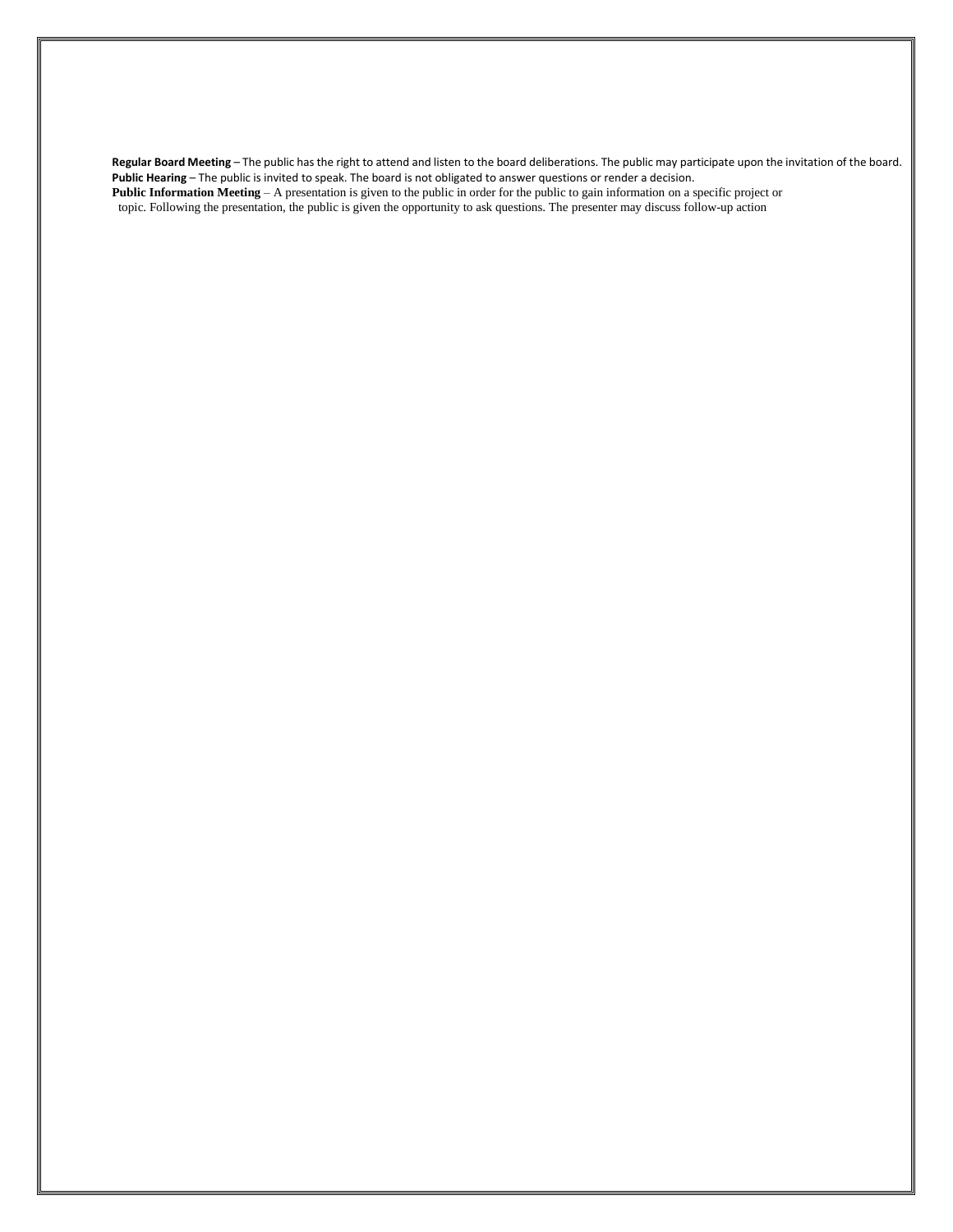**Regular Board Meeting** – The public has the right to attend and listen to the board deliberations. The public may participate upon the invitation of the board.
**Public Hearing** – The public is invited to speak. The board is not obligated to answer questions or render a decision.
**Public Information Meeting** – A presentation is given to the public in order for the public to gain information on a specific project or topic. Following the presentation, the public is given the opportunity to ask questions. The presenter may discuss follow-up action